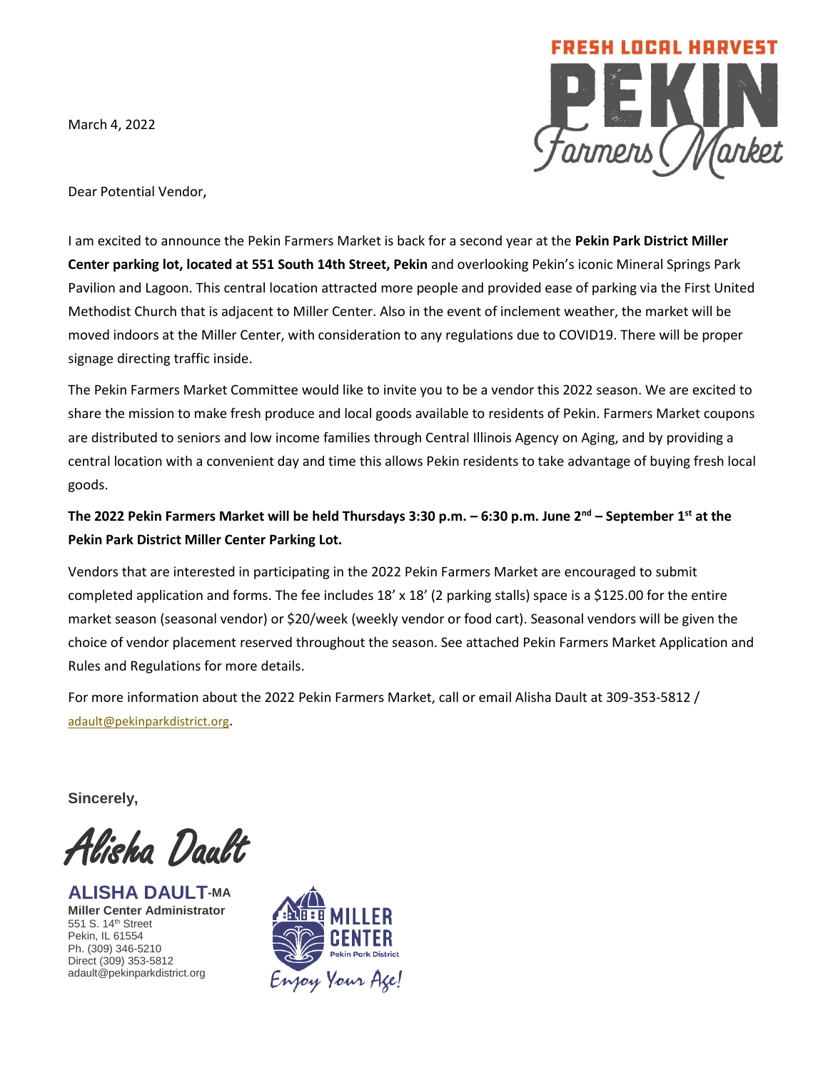FRESH LOCAL HARVEST

PEKIN Farmers Market

March 4, 2022

Dear Potential Vendor,

I am excited to announce the Pekin Farmers Market is back for a second year at the **Pekin Park District Miller Center parking lot, located at 551 South 14th Street, Pekin** and overlooking Pekin's iconic Mineral Springs Park Pavilion and Lagoon. This central location attracted more people and provided ease of parking via the First United Methodist Church that is adjacent to Miller Center. Also in the event of inclement weather, the market will be moved indoors at the Miller Center, with consideration to any regulations due to COVID19. There will be proper signage directing traffic inside.

The Pekin Farmers Market Committee would like to invite you to be a vendor this 2022 season. We are excited to share the mission to make fresh produce and local goods available to residents of Pekin. Farmers Market coupons are distributed to seniors and low income families through Central Illinois Agency on Aging, and by providing a central location with a convenient day and time this allows Pekin residents to take advantage of buying fresh local goods.

**The 2022 Pekin Farmers Market will be held Thursdays 3:30 p.m. – 6:30 p.m. June 2nd – September 1st at the Pekin Park District Miller Center Parking Lot.**

Vendors that are interested in participating in the 2022 Pekin Farmers Market are encouraged to submit completed application and forms. The fee includes 18' x 18' (2 parking stalls) space is a $125.00 for the entire market season (seasonal vendor) or $20/week (weekly vendor or food cart). Seasonal vendors will be given the choice of vendor placement reserved throughout the season. See attached Pekin Farmers Market Application and Rules and Regulations for more details.

For more information about the 2022 Pekin Farmers Market, call or email Alisha Dault at 309-353-5812 / adault@pekinparkdistrict.org.

**Sincerely,**

*Alisha Dault*

**ALISHA DAULT-MA**
**Miller Center Administrator**
551 S. 14th Street
Pekin, IL 61554
Ph. (309) 346-5210
Direct (309) 353-5812
adault@pekinparkdistrict.org

MILLER CENTER
Pekin Park District
*Enjoy Your Age!*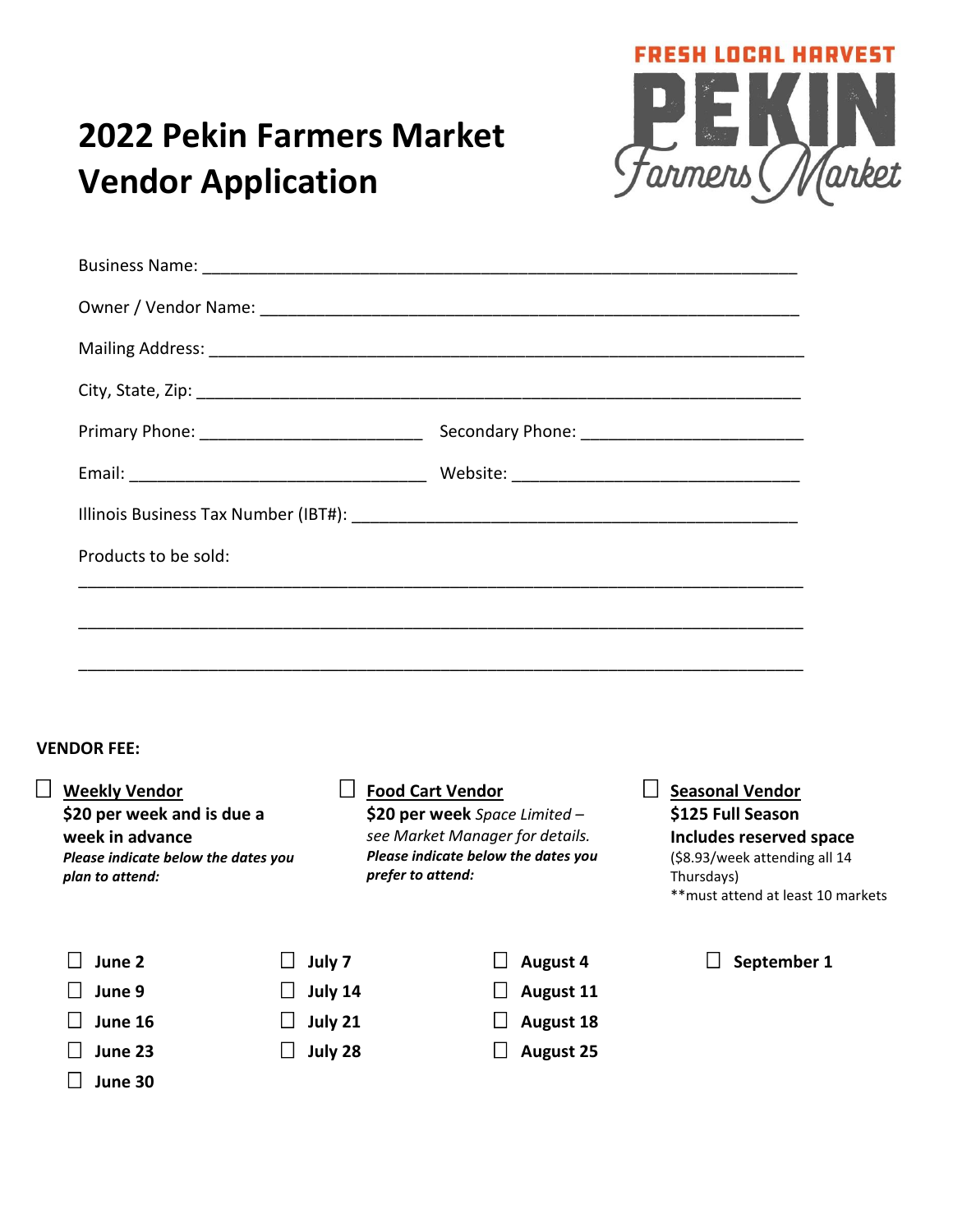# 2022 Pekin Farmers Market Vendor Application

FRESH LOCAL HARVEST PEKIN Farmers Market

Business Name: ___________________________________________________________

Owner / Vendor Name: ______________________________________________________

Mailing Address: __________________________________________________________

City, State, Zip: ___________________________________________________________

Primary Phone: _______________________ Secondary Phone: _______________________

Email: _______________________________ Website: ______________________________

Illinois Business Tax Number (IBT#): ______________________________________________

Products to be sold:

___________________________________________________________________________

___________________________________________________________________________

___________________________________________________________________________

**VENDOR FEE:**

☐ **Weekly Vendor**
**$20 per week and is due a week in advance**
***Please indicate below the dates you plan to attend:***

☐ **Food Cart Vendor**
**$20 per week** *Space Limited – see Market Manager for details.*
***Please indicate below the dates you prefer to attend:***

☐ **Seasonal Vendor**
**$125 Full Season**
**Includes reserved space**
($8.93/week attending all 14 Thursdays)
**must attend at least 10 markets

☐ **June 2**
☐ **June 9**
☐ **June 16**
☐ **June 23**
☐ **June 30**
☐ **July 7**
☐ **July 14**
☐ **July 21**
☐ **July 28**
☐ **August 4**
☐ **August 11**
☐ **August 18**
☐ **August 25**
☐ **September 1**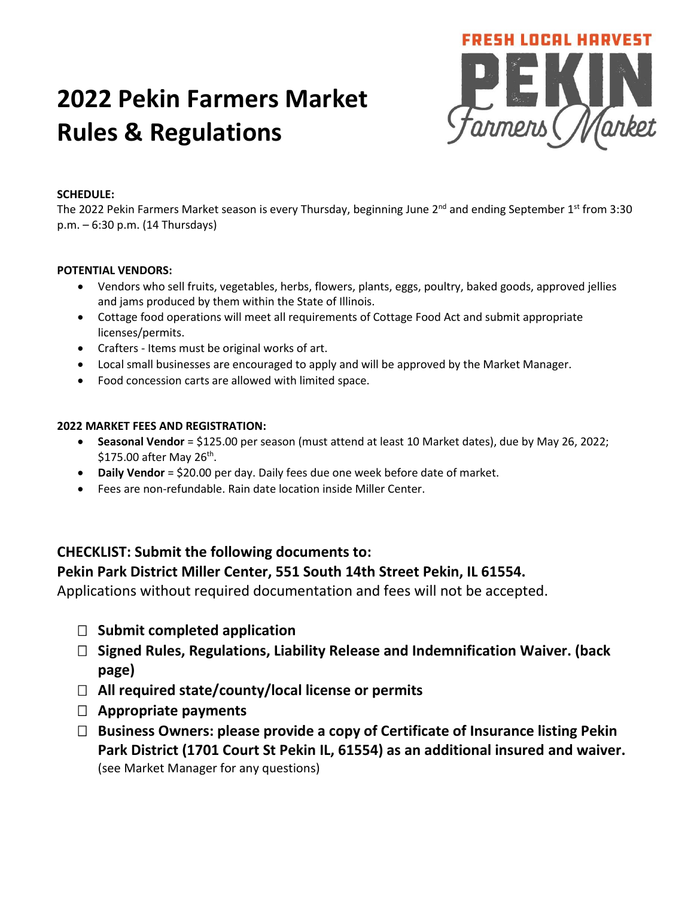# 2022 Pekin Farmers Market Rules & Regulations

FRESH LOCAL HARVEST PEKIN Farmers Market

**SCHEDULE:**

The 2022 Pekin Farmers Market season is every Thursday, beginning June 2nd and ending September 1st from 3:30 p.m. – 6:30 p.m. (14 Thursdays)

**POTENTIAL VENDORS:**

- Vendors who sell fruits, vegetables, herbs, flowers, plants, eggs, poultry, baked goods, approved jellies and jams produced by them within the State of Illinois.
- Cottage food operations will meet all requirements of Cottage Food Act and submit appropriate licenses/permits.
- Crafters - Items must be original works of art.
- Local small businesses are encouraged to apply and will be approved by the Market Manager.
- Food concession carts are allowed with limited space.

**2022 MARKET FEES AND REGISTRATION:**

- **Seasonal Vendor** = $125.00 per season (must attend at least 10 Market dates), due by May 26, 2022; $175.00 after May 26th.
- **Daily Vendor** = $20.00 per day. Daily fees due one week before date of market.
- Fees are non-refundable. Rain date location inside Miller Center.

## CHECKLIST: Submit the following documents to:

## Pekin Park District Miller Center, 551 South 14th Street Pekin, IL 61554.

Applications without required documentation and fees will not be accepted.

- ☐ **Submit completed application**
- ☐ **Signed Rules, Regulations, Liability Release and Indemnification Waiver. (back page)**
- ☐ **All required state/county/local license or permits**
- ☐ **Appropriate payments**
- ☐ **Business Owners: please provide a copy of Certificate of Insurance listing Pekin Park District (1701 Court St Pekin IL, 61554) as an additional insured and waiver.** (see Market Manager for any questions)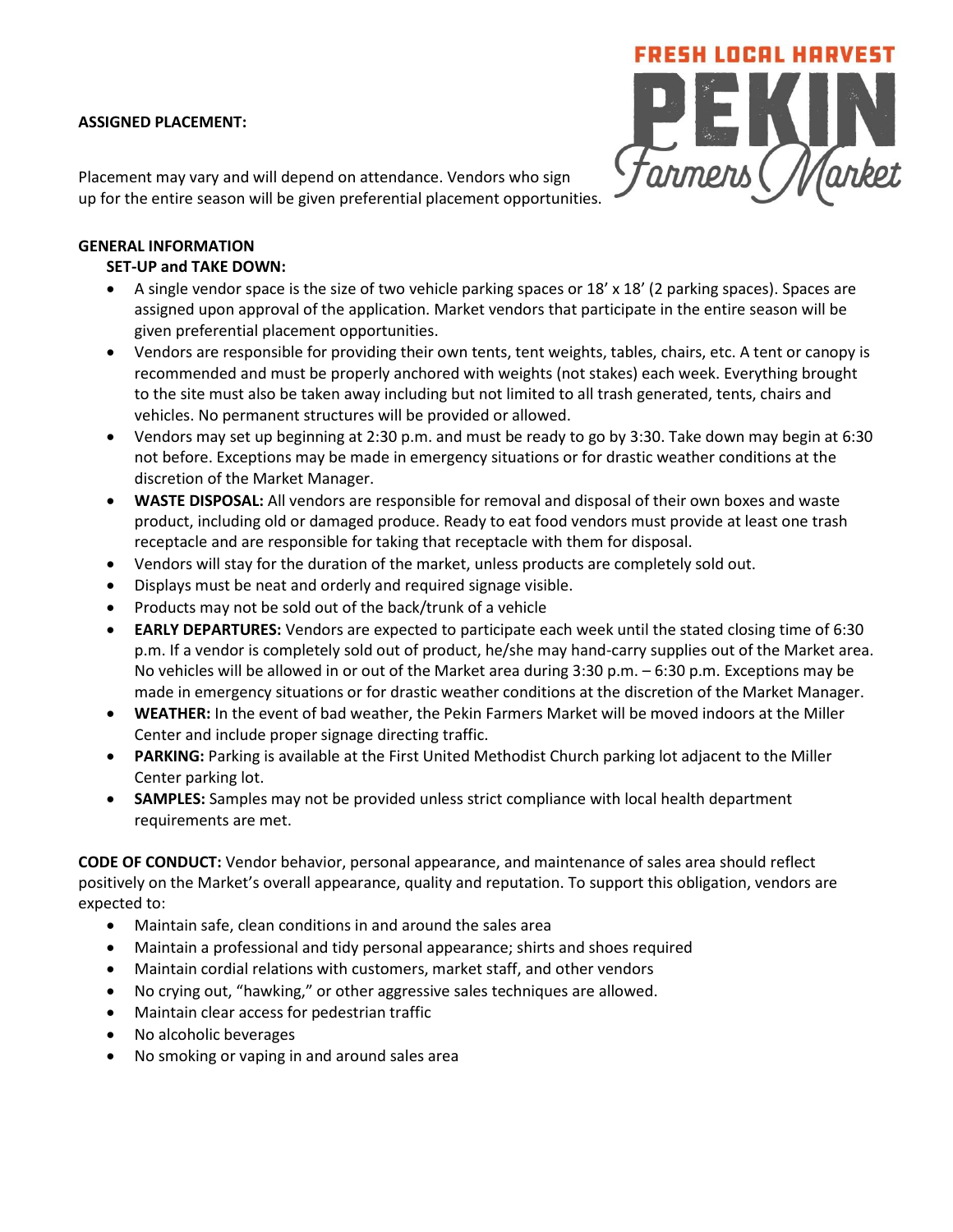**ASSIGNED PLACEMENT:**

Placement may vary and will depend on attendance. Vendors who sign up for the entire season will be given preferential placement opportunities.

**GENERAL INFORMATION**

**SET-UP and TAKE DOWN:**

- A single vendor space is the size of two vehicle parking spaces or 18' x 18' (2 parking spaces). Spaces are assigned upon approval of the application. Market vendors that participate in the entire season will be given preferential placement opportunities.
- Vendors are responsible for providing their own tents, tent weights, tables, chairs, etc. A tent or canopy is recommended and must be properly anchored with weights (not stakes) each week. Everything brought to the site must also be taken away including but not limited to all trash generated, tents, chairs and vehicles. No permanent structures will be provided or allowed.
- Vendors may set up beginning at 2:30 p.m. and must be ready to go by 3:30. Take down may begin at 6:30 not before. Exceptions may be made in emergency situations or for drastic weather conditions at the discretion of the Market Manager.
- **WASTE DISPOSAL:** All vendors are responsible for removal and disposal of their own boxes and waste product, including old or damaged produce. Ready to eat food vendors must provide at least one trash receptacle and are responsible for taking that receptacle with them for disposal.
- Vendors will stay for the duration of the market, unless products are completely sold out.
- Displays must be neat and orderly and required signage visible.
- Products may not be sold out of the back/trunk of a vehicle
- **EARLY DEPARTURES:** Vendors are expected to participate each week until the stated closing time of 6:30 p.m. If a vendor is completely sold out of product, he/she may hand-carry supplies out of the Market area. No vehicles will be allowed in or out of the Market area during 3:30 p.m. – 6:30 p.m. Exceptions may be made in emergency situations or for drastic weather conditions at the discretion of the Market Manager.
- **WEATHER:** In the event of bad weather, the Pekin Farmers Market will be moved indoors at the Miller Center and include proper signage directing traffic.
- **PARKING:** Parking is available at the First United Methodist Church parking lot adjacent to the Miller Center parking lot.
- **SAMPLES:** Samples may not be provided unless strict compliance with local health department requirements are met.

**CODE OF CONDUCT:** Vendor behavior, personal appearance, and maintenance of sales area should reflect positively on the Market's overall appearance, quality and reputation. To support this obligation, vendors are expected to:

- Maintain safe, clean conditions in and around the sales area
- Maintain a professional and tidy personal appearance; shirts and shoes required
- Maintain cordial relations with customers, market staff, and other vendors
- No crying out, "hawking," or other aggressive sales techniques are allowed.
- Maintain clear access for pedestrian traffic
- No alcoholic beverages
- No smoking or vaping in and around sales area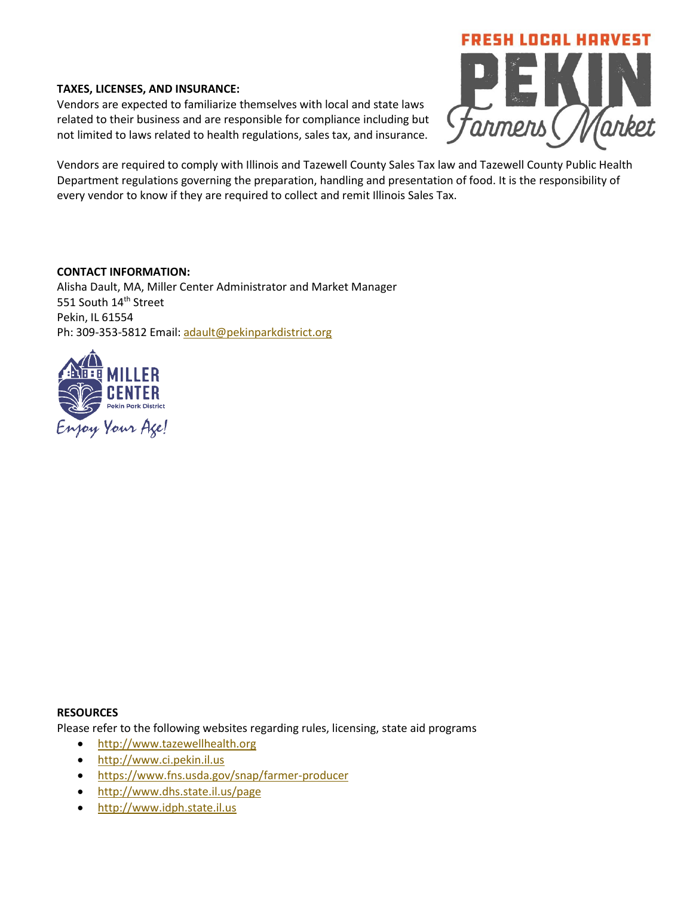**TAXES, LICENSES, AND INSURANCE:**

Vendors are expected to familiarize themselves with local and state laws related to their business and are responsible for compliance including but not limited to laws related to health regulations, sales tax, and insurance.

Vendors are required to comply with Illinois and Tazewell County Sales Tax law and Tazewell County Public Health Department regulations governing the preparation, handling and presentation of food. It is the responsibility of every vendor to know if they are required to collect and remit Illinois Sales Tax.

**CONTACT INFORMATION:**

Alisha Dault, MA, Miller Center Administrator and Market Manager
551 South 14th Street
Pekin, IL 61554
Ph: 309-353-5812 Email: adault@pekinparkdistrict.org

**RESOURCES**

Please refer to the following websites regarding rules, licensing, state aid programs

- http://www.tazewellhealth.org
- http://www.ci.pekin.il.us
- https://www.fns.usda.gov/snap/farmer-producer
- http://www.dhs.state.il.us/page
- http://www.idph.state.il.us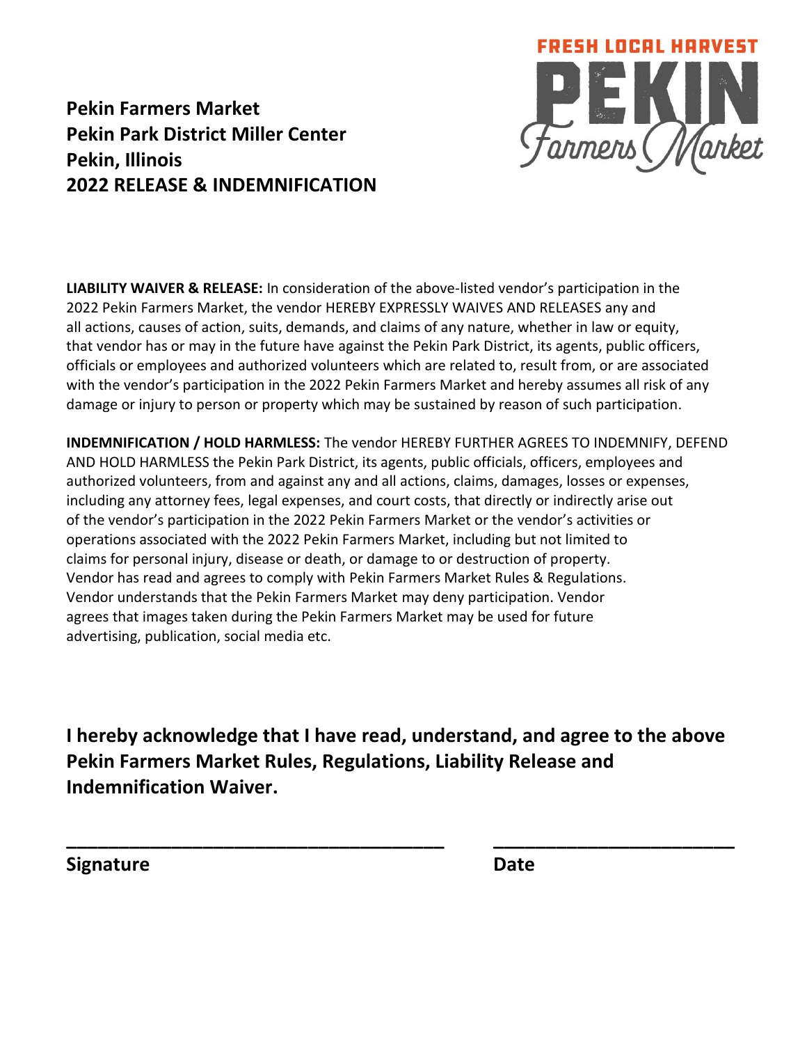**Pekin Farmers Market**
**Pekin Park District Miller Center**
**Pekin, Illinois**
**2022 RELEASE & INDEMNIFICATION**

FRESH LOCAL HARVEST
PEKIN
Farmers Market

**LIABILITY WAIVER & RELEASE:** In consideration of the above-listed vendor's participation in the 2022 Pekin Farmers Market, the vendor HEREBY EXPRESSLY WAIVES AND RELEASES any and all actions, causes of action, suits, demands, and claims of any nature, whether in law or equity, that vendor has or may in the future have against the Pekin Park District, its agents, public officers, officials or employees and authorized volunteers which are related to, result from, or are associated with the vendor's participation in the 2022 Pekin Farmers Market and hereby assumes all risk of any damage or injury to person or property which may be sustained by reason of such participation.

**INDEMNIFICATION / HOLD HARMLESS:** The vendor HEREBY FURTHER AGREES TO INDEMNIFY, DEFEND AND HOLD HARMLESS the Pekin Park District, its agents, public officials, officers, employees and authorized volunteers, from and against any and all actions, claims, damages, losses or expenses, including any attorney fees, legal expenses, and court costs, that directly or indirectly arise out of the vendor's participation in the 2022 Pekin Farmers Market or the vendor's activities or operations associated with the 2022 Pekin Farmers Market, including but not limited to claims for personal injury, disease or death, or damage to or destruction of property. Vendor has read and agrees to comply with Pekin Farmers Market Rules & Regulations. Vendor understands that the Pekin Farmers Market may deny participation. Vendor agrees that images taken during the Pekin Farmers Market may be used for future advertising, publication, social media etc.

**I hereby acknowledge that I have read, understand, and agree to the above Pekin Farmers Market Rules, Regulations, Liability Release and Indemnification Waiver.**

\_\_\_\_\_\_\_\_\_\_\_\_\_\_\_\_\_\_\_\_\_\_\_\_\_\_\_\_\_\_\_\_\_\_\_\_ \_\_\_\_\_\_\_\_\_\_\_\_\_\_\_\_\_\_\_\_\_\_\_

**Signature** **Date**